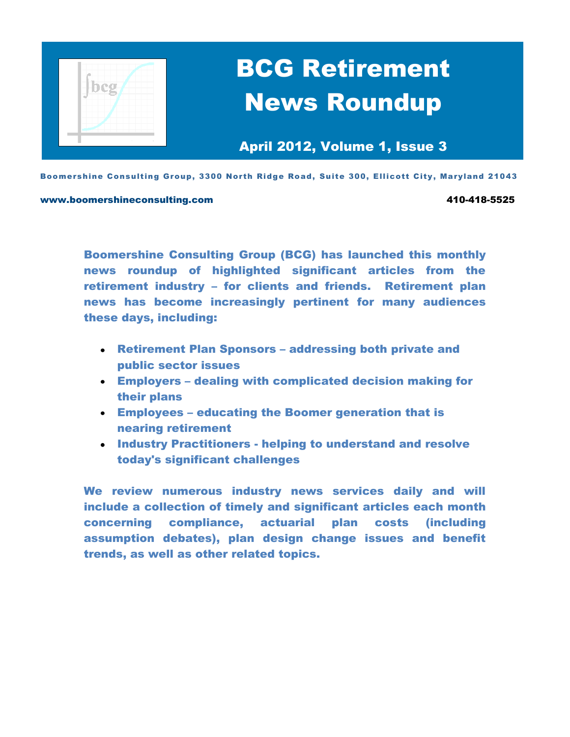# BCG Retirement News Roundup

**April 2012, Volume 1, Issue 3**

Boomershine Consulting Group, 3300 North Ridge Road, Suite 300, Ellicott City, Maryland 21043

www.boomershineconsulting.com 410-418-5525

**Boomershine Consulting Group (BCG) has launched this monthly news roundup of highlighted significant articles from the retirement industry – for clients and friends. Retirement plan news has become increasingly pertinent for many audiences these days, including:**

- **Retirement Plan Sponsors – addressing both private and public sector issues**
- **Employers – dealing with complicated decision making for their plans**
- **Employees – educating the Boomer generation that is nearing retirement**
- **Industry Practitioners - helping to understand and resolve today's significant challenges**

**We review numerous industry news services daily and will include a collection of timely and significant articles each month concerning compliance, actuarial plan costs (including assumption debates), plan design change issues and benefit trends, as well as other related topics.**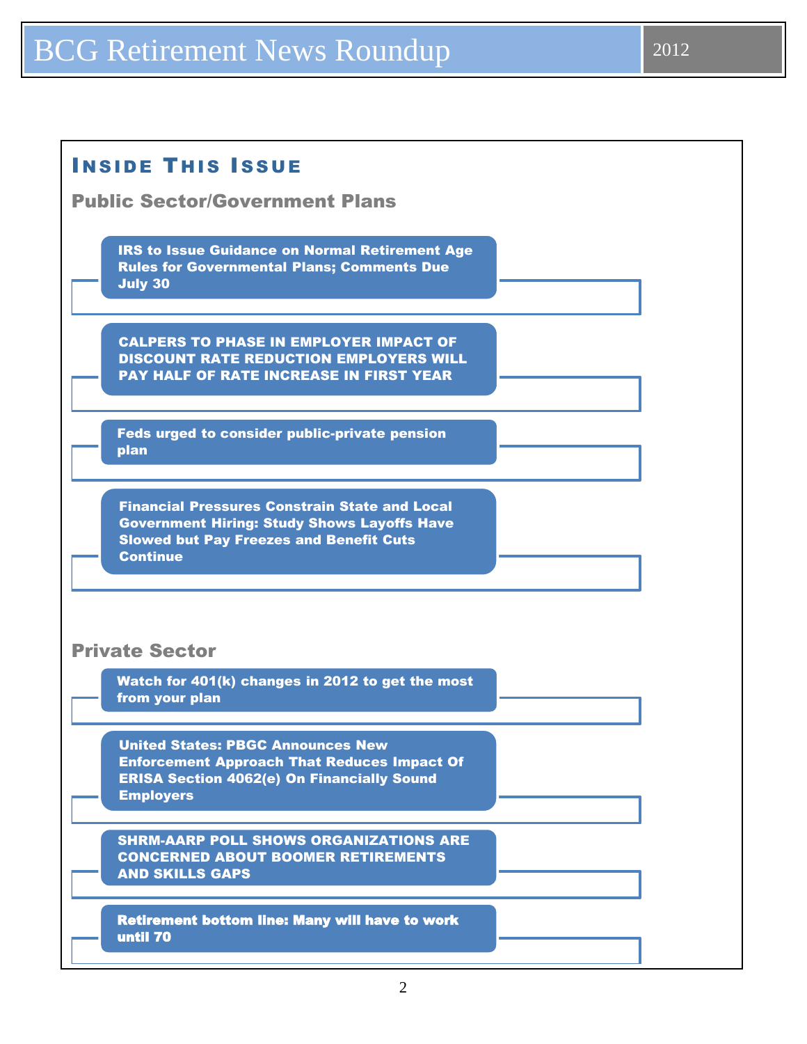# Inside This Issue

## Public Sector/Government Plans

- IRS to Issue Guidance on Normal Retirement Age Rules for Governmental Plans; Comments Due July 30
- CALPERS TO PHASE IN EMPLOYER IMPACT OF DISCOUNT RATE REDUCTION EMPLOYERS WILL PAY HALF OF RATE INCREASE IN FIRST YEAR
- Feds urged to consider public-private pension plan
- Financial Pressures Constrain State and Local Government Hiring: Study Shows Layoffs Have Slowed but Pay Freezes and Benefit Cuts Continue

## Private Sector

- Watch for 401(k) changes in 2012 to get the most from your plan
- United States: PBGC Announces New Enforcement Approach That Reduces Impact Of ERISA Section 4062(e) On Financially Sound Employers
- SHRM-AARP POLL SHOWS ORGANIZATIONS ARE CONCERNED ABOUT BOOMER RETIREMENTS AND SKILLS GAPS
- Retirement bottom line: Many will have to work until 70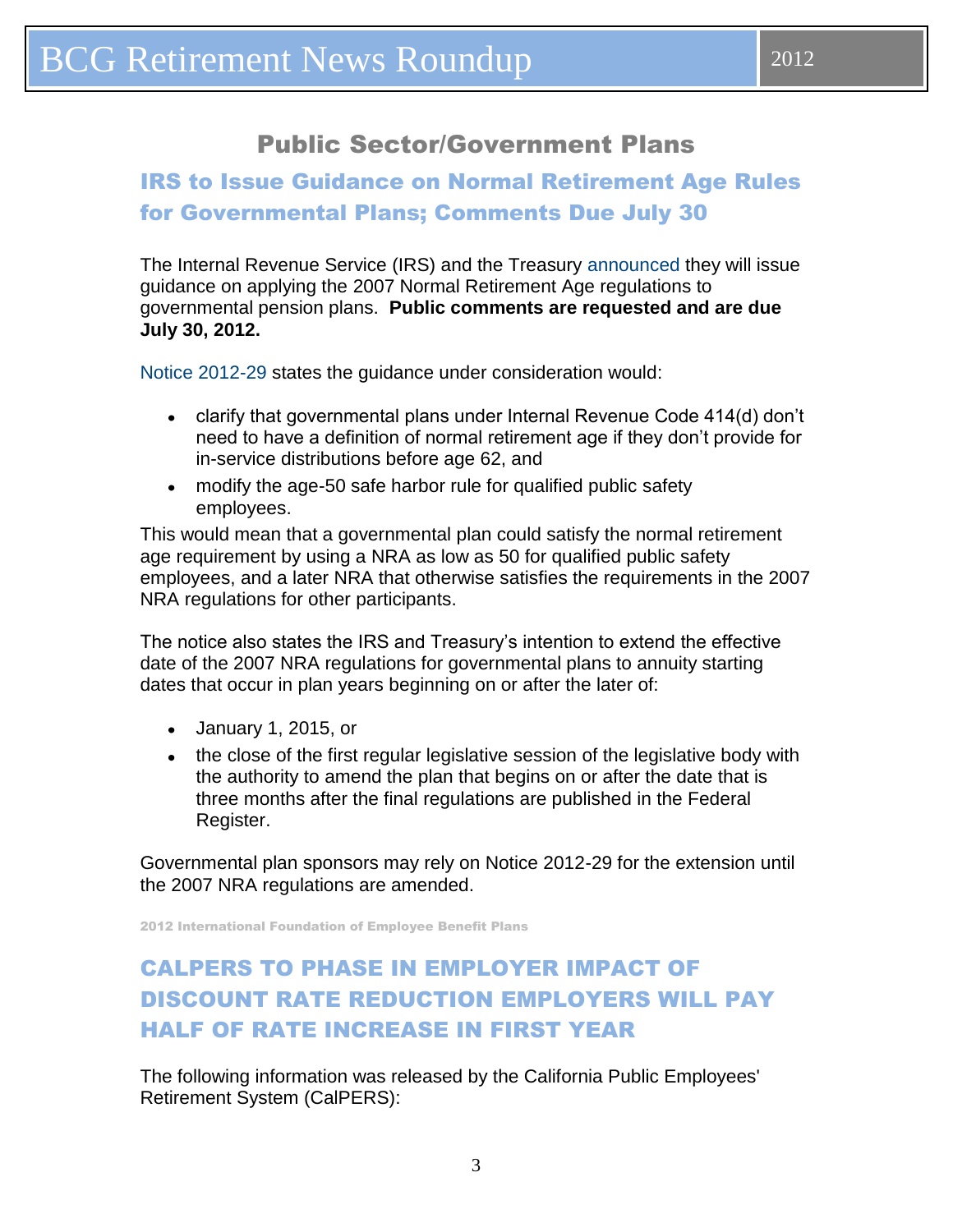## Public Sector/Government Plans

### IRS to Issue Guidance on Normal Retirement Age Rules for Governmental Plans; Comments Due July 30

The Internal Revenue Service (IRS) and the Treasury announced they will issue guidance on applying the 2007 Normal Retirement Age regulations to governmental pension plans. **Public comments are requested and are due July 30, 2012.**

Notice 2012-29 states the guidance under consideration would:

- clarify that governmental plans under Internal Revenue Code 414(d) don't need to have a definition of normal retirement age if they don't provide for in-service distributions before age 62, and
- modify the age-50 safe harbor rule for qualified public safety employees.

This would mean that a governmental plan could satisfy the normal retirement age requirement by using a NRA as low as 50 for qualified public safety employees, and a later NRA that otherwise satisfies the requirements in the 2007 NRA regulations for other participants.

The notice also states the IRS and Treasury's intention to extend the effective date of the 2007 NRA regulations for governmental plans to annuity starting dates that occur in plan years beginning on or after the later of:

- January 1, 2015, or
- the close of the first regular legislative session of the legislative body with the authority to amend the plan that begins on or after the date that is three months after the final regulations are published in the Federal Register.

Governmental plan sponsors may rely on Notice 2012-29 for the extension until the 2007 NRA regulations are amended.

2012 International Foundation of Employee Benefit Plans

### CALPERS TO PHASE IN EMPLOYER IMPACT OF DISCOUNT RATE REDUCTION EMPLOYERS WILL PAY HALF OF RATE INCREASE IN FIRST YEAR

The following information was released by the California Public Employees' Retirement System (CalPERS):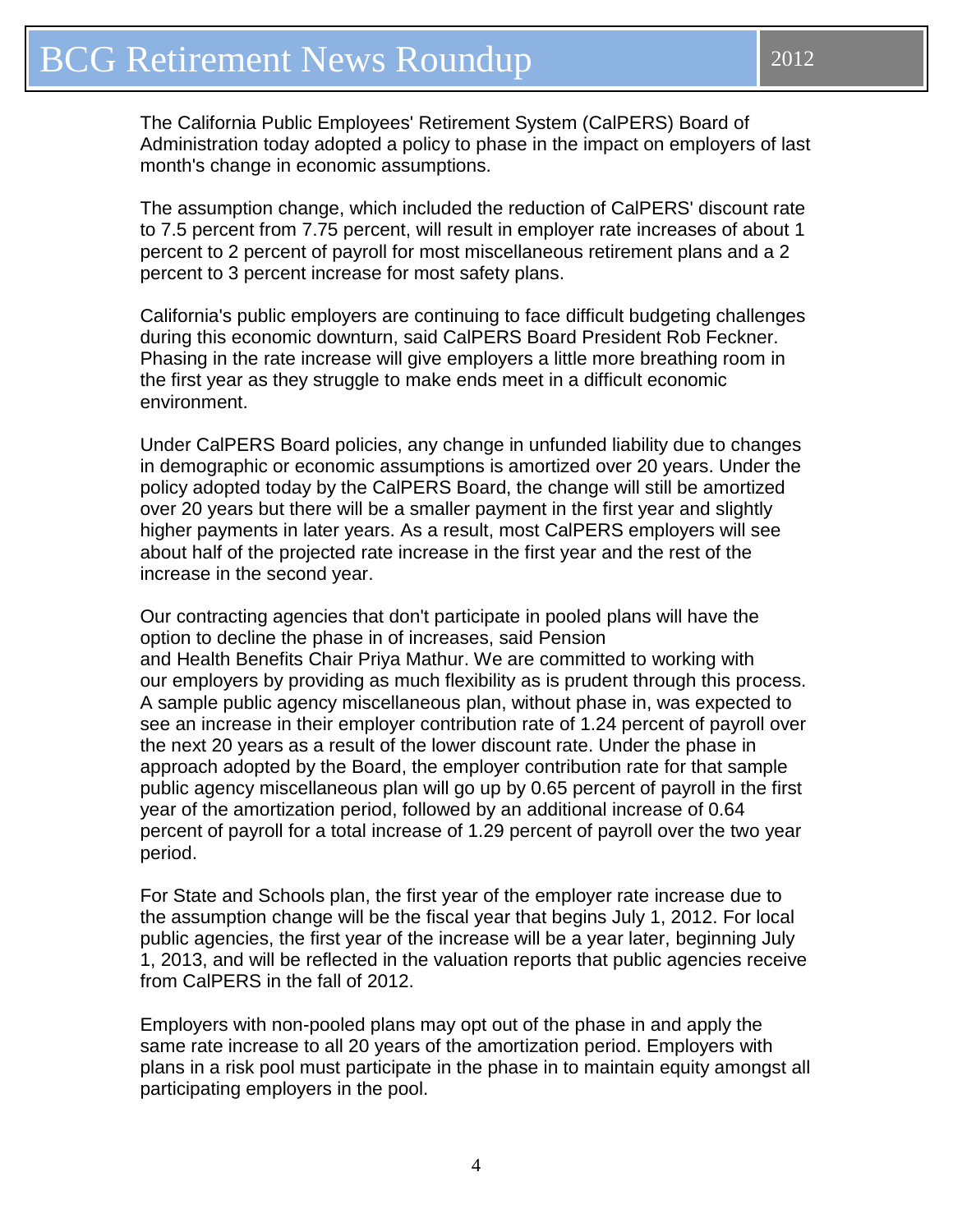The California Public Employees' Retirement System (CalPERS) Board of Administration today adopted a policy to phase in the impact on employers of last month's change in economic assumptions.

The assumption change, which included the reduction of CalPERS' discount rate to 7.5 percent from 7.75 percent, will result in employer rate increases of about 1 percent to 2 percent of payroll for most miscellaneous retirement plans and a 2 percent to 3 percent increase for most safety plans.

California's public employers are continuing to face difficult budgeting challenges during this economic downturn, said CalPERS Board President Rob Feckner. Phasing in the rate increase will give employers a little more breathing room in the first year as they struggle to make ends meet in a difficult economic environment.

Under CalPERS Board policies, any change in unfunded liability due to changes in demographic or economic assumptions is amortized over 20 years. Under the policy adopted today by the CalPERS Board, the change will still be amortized over 20 years but there will be a smaller payment in the first year and slightly higher payments in later years. As a result, most CalPERS employers will see about half of the projected rate increase in the first year and the rest of the increase in the second year.

Our contracting agencies that don't participate in pooled plans will have the option to decline the phase in of increases, said Pension and Health Benefits Chair Priya Mathur. We are committed to working with our employers by providing as much flexibility as is prudent through this process. A sample public agency miscellaneous plan, without phase in, was expected to see an increase in their employer contribution rate of 1.24 percent of payroll over the next 20 years as a result of the lower discount rate. Under the phase in approach adopted by the Board, the employer contribution rate for that sample public agency miscellaneous plan will go up by 0.65 percent of payroll in the first year of the amortization period, followed by an additional increase of 0.64 percent of payroll for a total increase of 1.29 percent of payroll over the two year period.

For State and Schools plan, the first year of the employer rate increase due to the assumption change will be the fiscal year that begins July 1, 2012. For local public agencies, the first year of the increase will be a year later, beginning July 1, 2013, and will be reflected in the valuation reports that public agencies receive from CalPERS in the fall of 2012.

Employers with non-pooled plans may opt out of the phase in and apply the same rate increase to all 20 years of the amortization period. Employers with plans in a risk pool must participate in the phase in to maintain equity amongst all participating employers in the pool.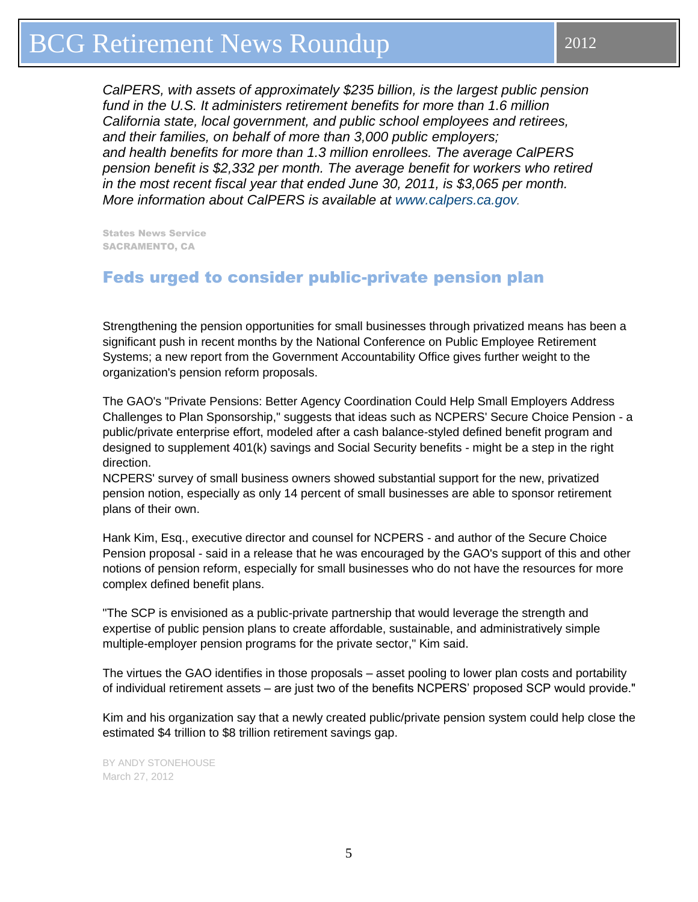*CalPERS, with assets of approximately $235 billion, is the largest public pension fund in the U.S. It administers retirement benefits for more than 1.6 million California state, local government, and public school employees and retirees, and their families, on behalf of more than 3,000 public employers; and health benefits for more than 1.3 million enrollees. The average CalPERS pension benefit is $2,332 per month. The average benefit for workers who retired in the most recent fiscal year that ended June 30, 2011, is $3,065 per month. More information about CalPERS is available at www.calpers.ca.gov.*

States News Service
SACRAMENTO, CA

## Feds urged to consider public-private pension plan

Strengthening the pension opportunities for small businesses through privatized means has been a significant push in recent months by the National Conference on Public Employee Retirement Systems; a new report from the Government Accountability Office gives further weight to the organization's pension reform proposals.

The GAO's "Private Pensions: Better Agency Coordination Could Help Small Employers Address Challenges to Plan Sponsorship," suggests that ideas such as NCPERS' Secure Choice Pension - a public/private enterprise effort, modeled after a cash balance-styled defined benefit program and designed to supplement 401(k) savings and Social Security benefits - might be a step in the right direction.

NCPERS' survey of small business owners showed substantial support for the new, privatized pension notion, especially as only 14 percent of small businesses are able to sponsor retirement plans of their own.

Hank Kim, Esq., executive director and counsel for NCPERS - and author of the Secure Choice Pension proposal - said in a release that he was encouraged by the GAO's support of this and other notions of pension reform, especially for small businesses who do not have the resources for more complex defined benefit plans.

"The SCP is envisioned as a public-private partnership that would leverage the strength and expertise of public pension plans to create affordable, sustainable, and administratively simple multiple-employer pension programs for the private sector," Kim said.

The virtues the GAO identifies in those proposals – asset pooling to lower plan costs and portability of individual retirement assets – are just two of the benefits NCPERS' proposed SCP would provide."

Kim and his organization say that a newly created public/private pension system could help close the estimated $4 trillion to $8 trillion retirement savings gap.

BY ANDY STONEHOUSE
March 27, 2012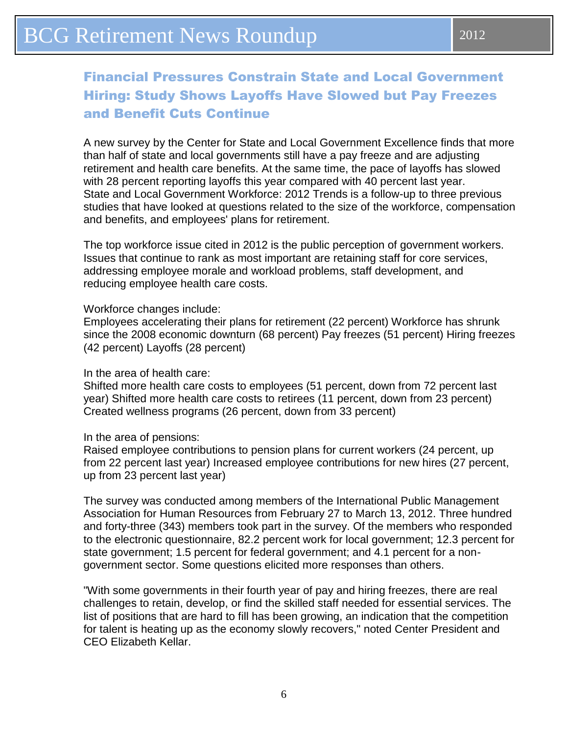## Financial Pressures Constrain State and Local Government Hiring: Study Shows Layoffs Have Slowed but Pay Freezes and Benefit Cuts Continue

A new survey by the Center for State and Local Government Excellence finds that more than half of state and local governments still have a pay freeze and are adjusting retirement and health care benefits. At the same time, the pace of layoffs has slowed with 28 percent reporting layoffs this year compared with 40 percent last year. State and Local Government Workforce: 2012 Trends is a follow-up to three previous studies that have looked at questions related to the size of the workforce, compensation and benefits, and employees' plans for retirement.

The top workforce issue cited in 2012 is the public perception of government workers. Issues that continue to rank as most important are retaining staff for core services, addressing employee morale and workload problems, staff development, and reducing employee health care costs.

Workforce changes include:
Employees accelerating their plans for retirement (22 percent) Workforce has shrunk since the 2008 economic downturn (68 percent) Pay freezes (51 percent) Hiring freezes (42 percent) Layoffs (28 percent)

In the area of health care:
Shifted more health care costs to employees (51 percent, down from 72 percent last year) Shifted more health care costs to retirees (11 percent, down from 23 percent) Created wellness programs (26 percent, down from 33 percent)

In the area of pensions:
Raised employee contributions to pension plans for current workers (24 percent, up from 22 percent last year) Increased employee contributions for new hires (27 percent, up from 23 percent last year)

The survey was conducted among members of the International Public Management Association for Human Resources from February 27 to March 13, 2012. Three hundred and forty-three (343) members took part in the survey. Of the members who responded to the electronic questionnaire, 82.2 percent work for local government; 12.3 percent for state government; 1.5 percent for federal government; and 4.1 percent for a non-government sector. Some questions elicited more responses than others.

"With some governments in their fourth year of pay and hiring freezes, there are real challenges to retain, develop, or find the skilled staff needed for essential services. The list of positions that are hard to fill has been growing, an indication that the competition for talent is heating up as the economy slowly recovers," noted Center President and CEO Elizabeth Kellar.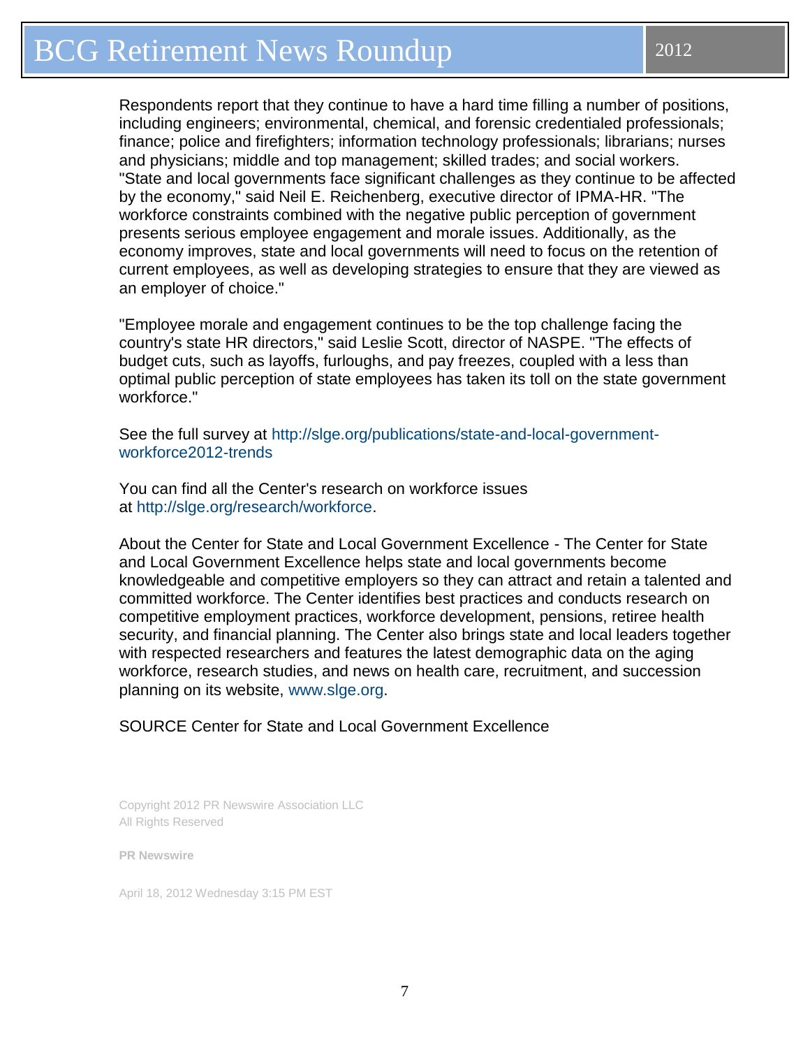Respondents report that they continue to have a hard time filling a number of positions, including engineers; environmental, chemical, and forensic credentialed professionals; finance; police and firefighters; information technology professionals; librarians; nurses and physicians; middle and top management; skilled trades; and social workers. "State and local governments face significant challenges as they continue to be affected by the economy," said Neil E. Reichenberg, executive director of IPMA-HR. "The workforce constraints combined with the negative public perception of government presents serious employee engagement and morale issues. Additionally, as the economy improves, state and local governments will need to focus on the retention of current employees, as well as developing strategies to ensure that they are viewed as an employer of choice."

"Employee morale and engagement continues to be the top challenge facing the country's state HR directors," said Leslie Scott, director of NASPE. "The effects of budget cuts, such as layoffs, furloughs, and pay freezes, coupled with a less than optimal public perception of state employees has taken its toll on the state government workforce."

See the full survey at http://slge.org/publications/state-and-local-government-workforce2012-trends

You can find all the Center's research on workforce issues at http://slge.org/research/workforce.

About the Center for State and Local Government Excellence - The Center for State and Local Government Excellence helps state and local governments become knowledgeable and competitive employers so they can attract and retain a talented and committed workforce. The Center identifies best practices and conducts research on competitive employment practices, workforce development, pensions, retiree health security, and financial planning. The Center also brings state and local leaders together with respected researchers and features the latest demographic data on the aging workforce, research studies, and news on health care, recruitment, and succession planning on its website, www.slge.org.

SOURCE Center for State and Local Government Excellence

Copyright 2012 PR Newswire Association LLC
All Rights Reserved

**PR Newswire**

April 18, 2012 Wednesday 3:15 PM EST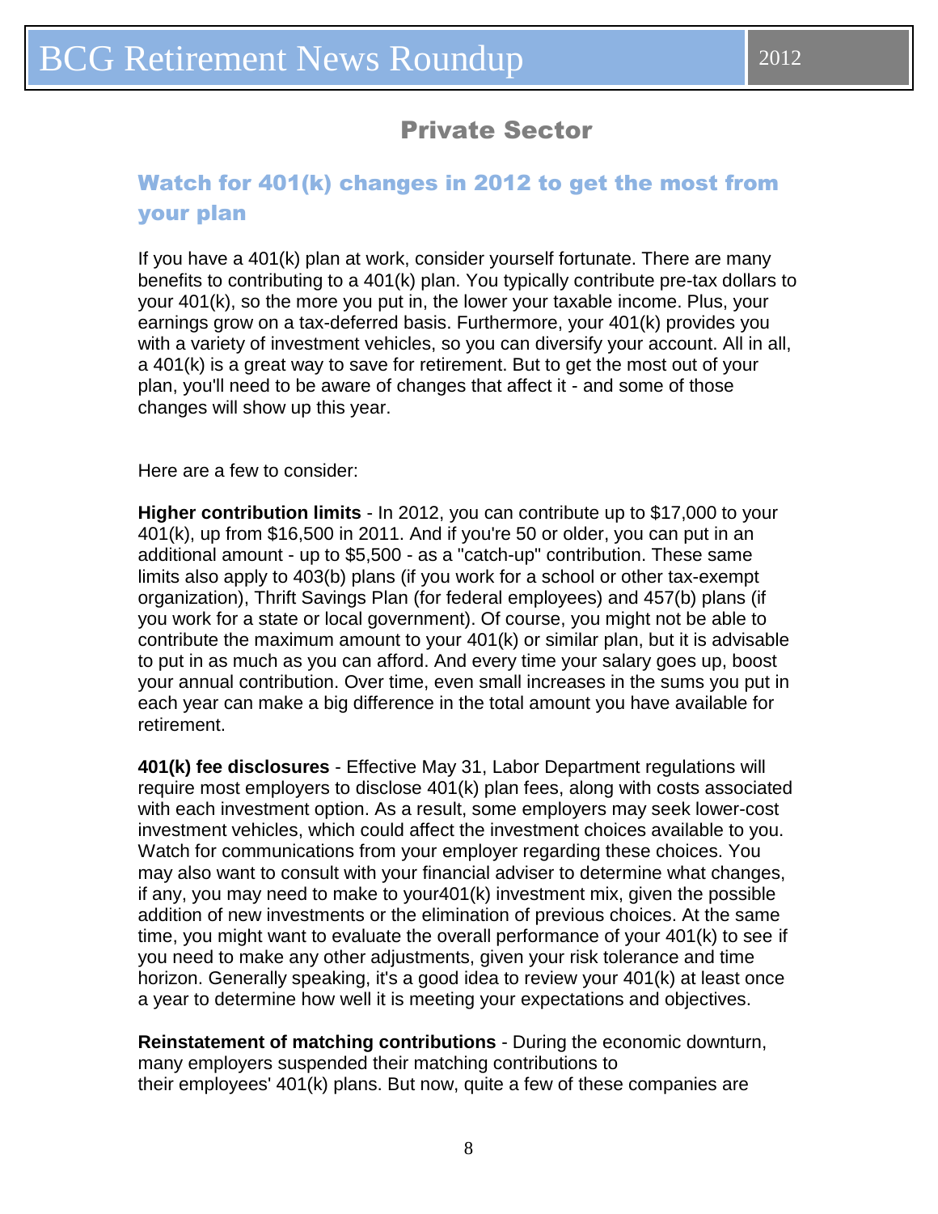## Private Sector

### Watch for 401(k) changes in 2012 to get the most from your plan

If you have a 401(k) plan at work, consider yourself fortunate. There are many benefits to contributing to a 401(k) plan. You typically contribute pre-tax dollars to your 401(k), so the more you put in, the lower your taxable income. Plus, your earnings grow on a tax-deferred basis. Furthermore, your 401(k) provides you with a variety of investment vehicles, so you can diversify your account. All in all, a 401(k) is a great way to save for retirement. But to get the most out of your plan, you'll need to be aware of changes that affect it - and some of those changes will show up this year.

Here are a few to consider:

**Higher contribution limits** - In 2012, you can contribute up to $17,000 to your 401(k), up from $16,500 in 2011. And if you're 50 or older, you can put in an additional amount - up to $5,500 - as a "catch-up" contribution. These same limits also apply to 403(b) plans (if you work for a school or other tax-exempt organization), Thrift Savings Plan (for federal employees) and 457(b) plans (if you work for a state or local government). Of course, you might not be able to contribute the maximum amount to your 401(k) or similar plan, but it is advisable to put in as much as you can afford. And every time your salary goes up, boost your annual contribution. Over time, even small increases in the sums you put in each year can make a big difference in the total amount you have available for retirement.

**401(k) fee disclosures** - Effective May 31, Labor Department regulations will require most employers to disclose 401(k) plan fees, along with costs associated with each investment option. As a result, some employers may seek lower-cost investment vehicles, which could affect the investment choices available to you. Watch for communications from your employer regarding these choices. You may also want to consult with your financial adviser to determine what changes, if any, you may need to make to your401(k) investment mix, given the possible addition of new investments or the elimination of previous choices. At the same time, you might want to evaluate the overall performance of your 401(k) to see if you need to make any other adjustments, given your risk tolerance and time horizon. Generally speaking, it's a good idea to review your 401(k) at least once a year to determine how well it is meeting your expectations and objectives.

**Reinstatement of matching contributions** - During the economic downturn, many employers suspended their matching contributions to their employees' 401(k) plans. But now, quite a few of these companies are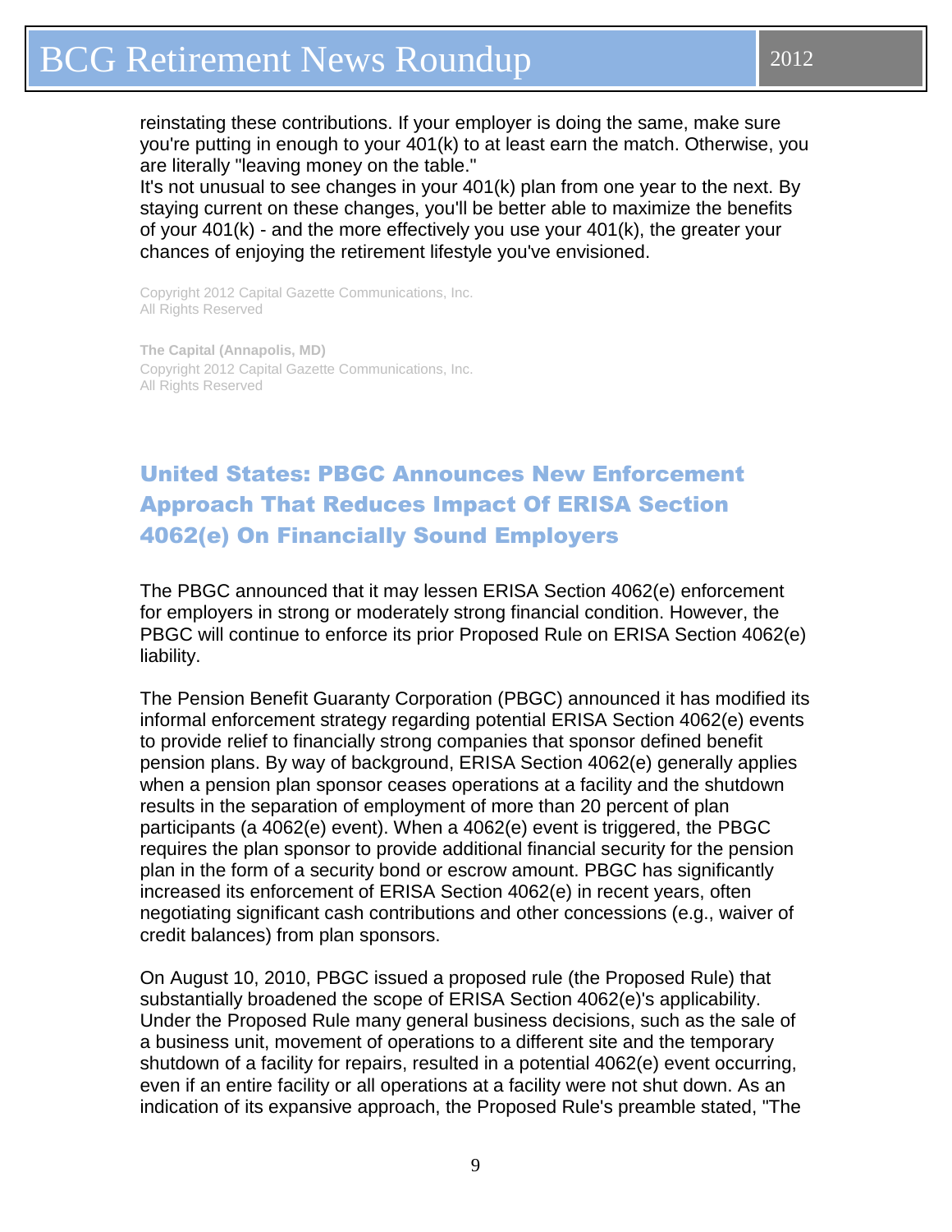reinstating these contributions. If your employer is doing the same, make sure you're putting in enough to your 401(k) to at least earn the match. Otherwise, you are literally "leaving money on the table."
It's not unusual to see changes in your 401(k) plan from one year to the next. By staying current on these changes, you'll be better able to maximize the benefits of your 401(k) - and the more effectively you use your 401(k), the greater your chances of enjoying the retirement lifestyle you've envisioned.

Copyright 2012 Capital Gazette Communications, Inc.
All Rights Reserved

**The Capital (Annapolis, MD)**
Copyright 2012 Capital Gazette Communications, Inc.
All Rights Reserved

## United States: PBGC Announces New Enforcement Approach That Reduces Impact Of ERISA Section 4062(e) On Financially Sound Employers

The PBGC announced that it may lessen ERISA Section 4062(e) enforcement for employers in strong or moderately strong financial condition. However, the PBGC will continue to enforce its prior Proposed Rule on ERISA Section 4062(e) liability.

The Pension Benefit Guaranty Corporation (PBGC) announced it has modified its informal enforcement strategy regarding potential ERISA Section 4062(e) events to provide relief to financially strong companies that sponsor defined benefit pension plans. By way of background, ERISA Section 4062(e) generally applies when a pension plan sponsor ceases operations at a facility and the shutdown results in the separation of employment of more than 20 percent of plan participants (a 4062(e) event). When a 4062(e) event is triggered, the PBGC requires the plan sponsor to provide additional financial security for the pension plan in the form of a security bond or escrow amount. PBGC has significantly increased its enforcement of ERISA Section 4062(e) in recent years, often negotiating significant cash contributions and other concessions (e.g., waiver of credit balances) from plan sponsors.

On August 10, 2010, PBGC issued a proposed rule (the Proposed Rule) that substantially broadened the scope of ERISA Section 4062(e)'s applicability. Under the Proposed Rule many general business decisions, such as the sale of a business unit, movement of operations to a different site and the temporary shutdown of a facility for repairs, resulted in a potential 4062(e) event occurring, even if an entire facility or all operations at a facility were not shut down. As an indication of its expansive approach, the Proposed Rule's preamble stated, "The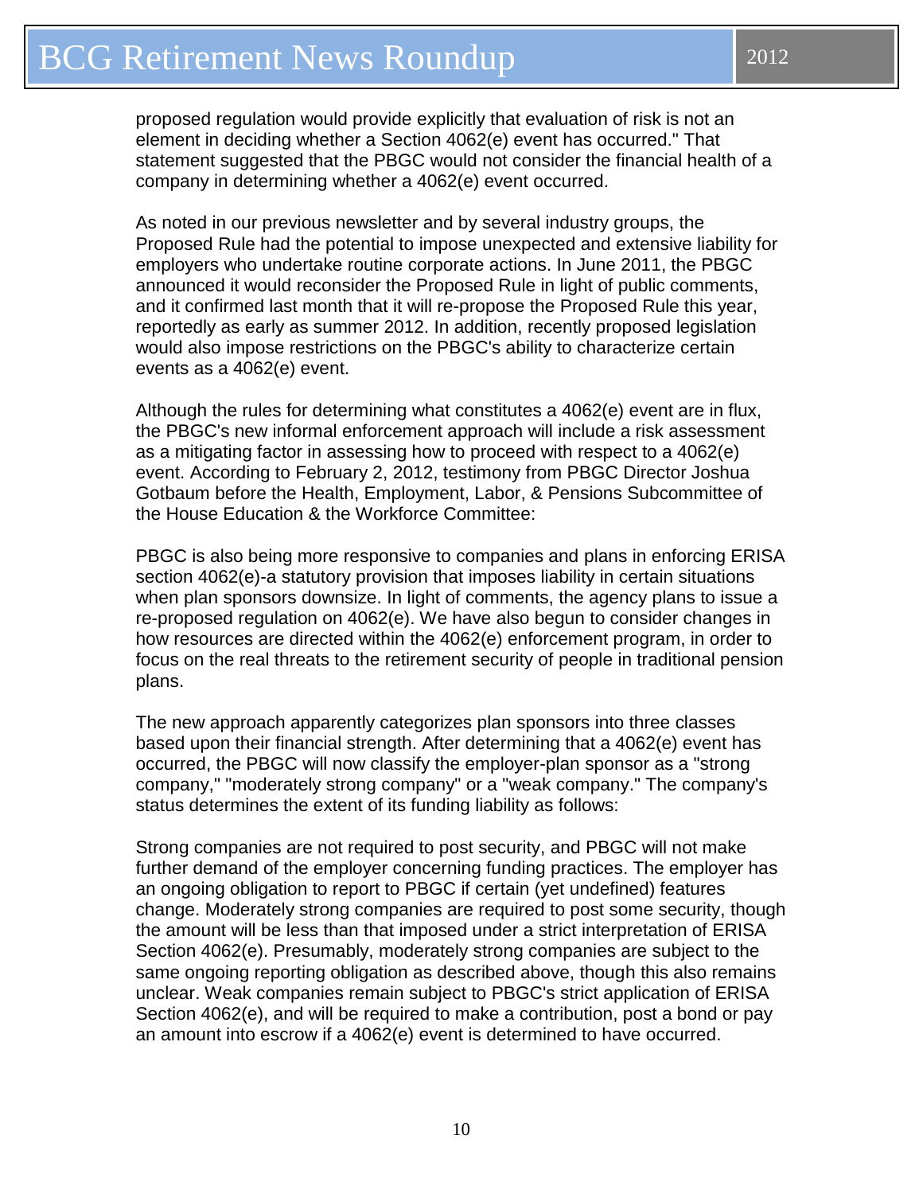proposed regulation would provide explicitly that evaluation of risk is not an element in deciding whether a Section 4062(e) event has occurred." That statement suggested that the PBGC would not consider the financial health of a company in determining whether a 4062(e) event occurred.

As noted in our previous newsletter and by several industry groups, the Proposed Rule had the potential to impose unexpected and extensive liability for employers who undertake routine corporate actions. In June 2011, the PBGC announced it would reconsider the Proposed Rule in light of public comments, and it confirmed last month that it will re-propose the Proposed Rule this year, reportedly as early as summer 2012. In addition, recently proposed legislation would also impose restrictions on the PBGC's ability to characterize certain events as a 4062(e) event.

Although the rules for determining what constitutes a 4062(e) event are in flux, the PBGC's new informal enforcement approach will include a risk assessment as a mitigating factor in assessing how to proceed with respect to a 4062(e) event. According to February 2, 2012, testimony from PBGC Director Joshua Gotbaum before the Health, Employment, Labor, & Pensions Subcommittee of the House Education & the Workforce Committee:

PBGC is also being more responsive to companies and plans in enforcing ERISA section 4062(e)-a statutory provision that imposes liability in certain situations when plan sponsors downsize. In light of comments, the agency plans to issue a re-proposed regulation on 4062(e). We have also begun to consider changes in how resources are directed within the 4062(e) enforcement program, in order to focus on the real threats to the retirement security of people in traditional pension plans.

The new approach apparently categorizes plan sponsors into three classes based upon their financial strength. After determining that a 4062(e) event has occurred, the PBGC will now classify the employer-plan sponsor as a "strong company," "moderately strong company" or a "weak company." The company's status determines the extent of its funding liability as follows:

Strong companies are not required to post security, and PBGC will not make further demand of the employer concerning funding practices. The employer has an ongoing obligation to report to PBGC if certain (yet undefined) features change. Moderately strong companies are required to post some security, though the amount will be less than that imposed under a strict interpretation of ERISA Section 4062(e). Presumably, moderately strong companies are subject to the same ongoing reporting obligation as described above, though this also remains unclear. Weak companies remain subject to PBGC's strict application of ERISA Section 4062(e), and will be required to make a contribution, post a bond or pay an amount into escrow if a 4062(e) event is determined to have occurred.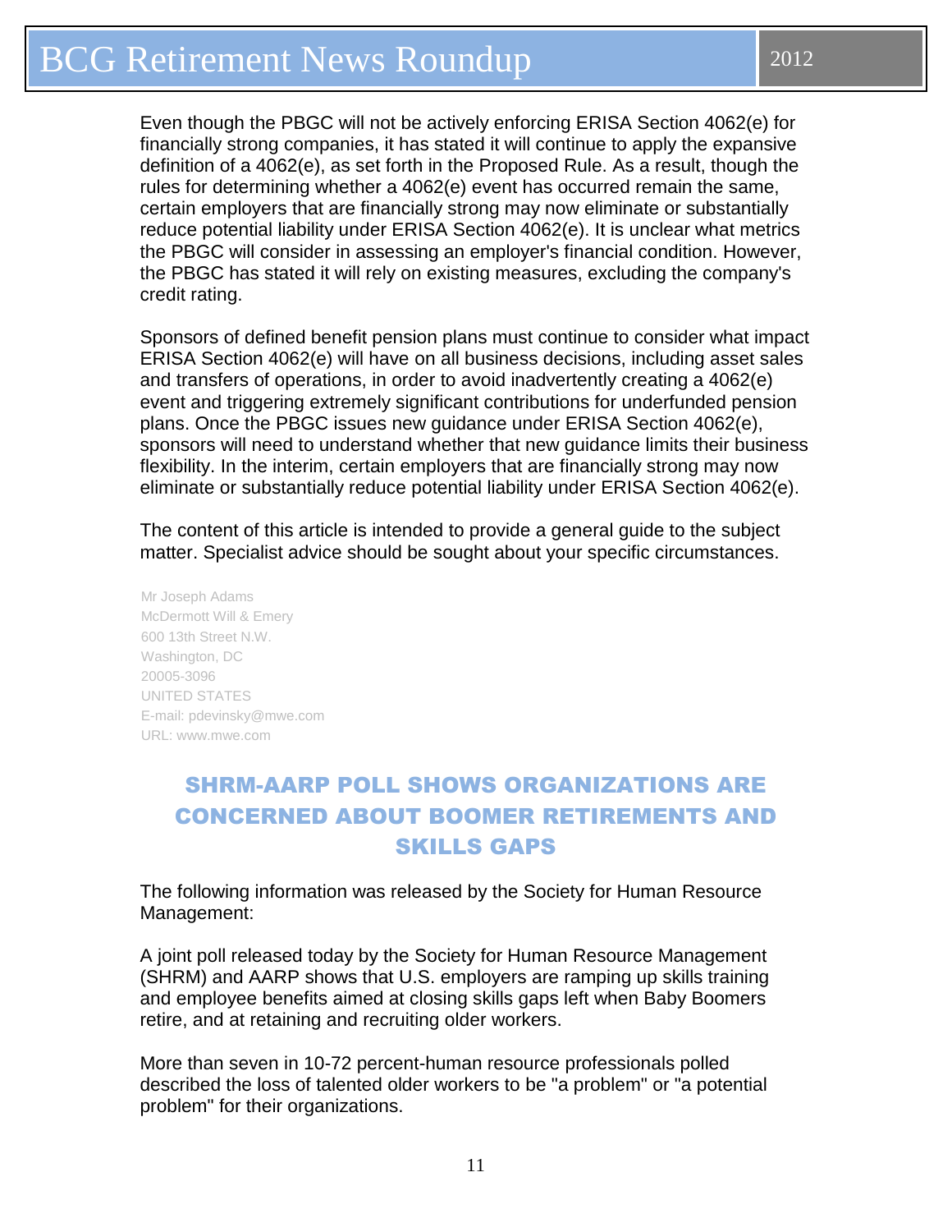Even though the PBGC will not be actively enforcing ERISA Section 4062(e) for financially strong companies, it has stated it will continue to apply the expansive definition of a 4062(e), as set forth in the Proposed Rule. As a result, though the rules for determining whether a 4062(e) event has occurred remain the same, certain employers that are financially strong may now eliminate or substantially reduce potential liability under ERISA Section 4062(e). It is unclear what metrics the PBGC will consider in assessing an employer's financial condition. However, the PBGC has stated it will rely on existing measures, excluding the company's credit rating.

Sponsors of defined benefit pension plans must continue to consider what impact ERISA Section 4062(e) will have on all business decisions, including asset sales and transfers of operations, in order to avoid inadvertently creating a 4062(e) event and triggering extremely significant contributions for underfunded pension plans. Once the PBGC issues new guidance under ERISA Section 4062(e), sponsors will need to understand whether that new guidance limits their business flexibility. In the interim, certain employers that are financially strong may now eliminate or substantially reduce potential liability under ERISA Section 4062(e).

The content of this article is intended to provide a general guide to the subject matter. Specialist advice should be sought about your specific circumstances.

Mr Joseph Adams
McDermott Will & Emery
600 13th Street N.W.
Washington, DC
20005-3096
UNITED STATES
E-mail: pdevinsky@mwe.com
URL: www.mwe.com

## SHRM-AARP POLL SHOWS ORGANIZATIONS ARE CONCERNED ABOUT BOOMER RETIREMENTS AND SKILLS GAPS

The following information was released by the Society for Human Resource Management:

A joint poll released today by the Society for Human Resource Management (SHRM) and AARP shows that U.S. employers are ramping up skills training and employee benefits aimed at closing skills gaps left when Baby Boomers retire, and at retaining and recruiting older workers.

More than seven in 10-72 percent-human resource professionals polled described the loss of talented older workers to be "a problem" or "a potential problem" for their organizations.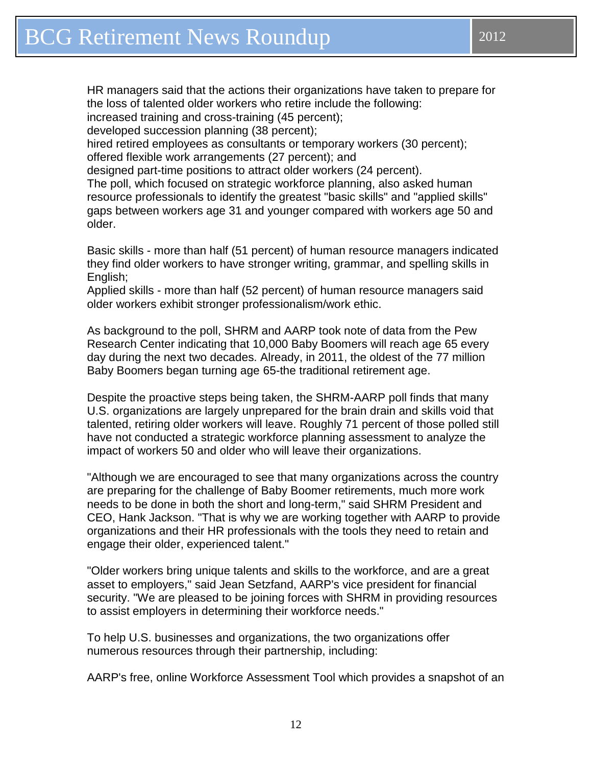HR managers said that the actions their organizations have taken to prepare for the loss of talented older workers who retire include the following:

increased training and cross-training (45 percent);

developed succession planning (38 percent);

hired retired employees as consultants or temporary workers (30 percent);

offered flexible work arrangements (27 percent); and

designed part-time positions to attract older workers (24 percent).

The poll, which focused on strategic workforce planning, also asked human resource professionals to identify the greatest "basic skills" and "applied skills" gaps between workers age 31 and younger compared with workers age 50 and older.

Basic skills - more than half (51 percent) of human resource managers indicated they find older workers to have stronger writing, grammar, and spelling skills in English;

Applied skills - more than half (52 percent) of human resource managers said older workers exhibit stronger professionalism/work ethic.

As background to the poll, SHRM and AARP took note of data from the Pew Research Center indicating that 10,000 Baby Boomers will reach age 65 every day during the next two decades. Already, in 2011, the oldest of the 77 million Baby Boomers began turning age 65-the traditional retirement age.

Despite the proactive steps being taken, the SHRM-AARP poll finds that many U.S. organizations are largely unprepared for the brain drain and skills void that talented, retiring older workers will leave. Roughly 71 percent of those polled still have not conducted a strategic workforce planning assessment to analyze the impact of workers 50 and older who will leave their organizations.

"Although we are encouraged to see that many organizations across the country are preparing for the challenge of Baby Boomer retirements, much more work needs to be done in both the short and long-term," said SHRM President and CEO, Hank Jackson. "That is why we are working together with AARP to provide organizations and their HR professionals with the tools they need to retain and engage their older, experienced talent."

"Older workers bring unique talents and skills to the workforce, and are a great asset to employers," said Jean Setzfand, AARP's vice president for financial security. "We are pleased to be joining forces with SHRM in providing resources to assist employers in determining their workforce needs."

To help U.S. businesses and organizations, the two organizations offer numerous resources through their partnership, including:

AARP's free, online Workforce Assessment Tool which provides a snapshot of an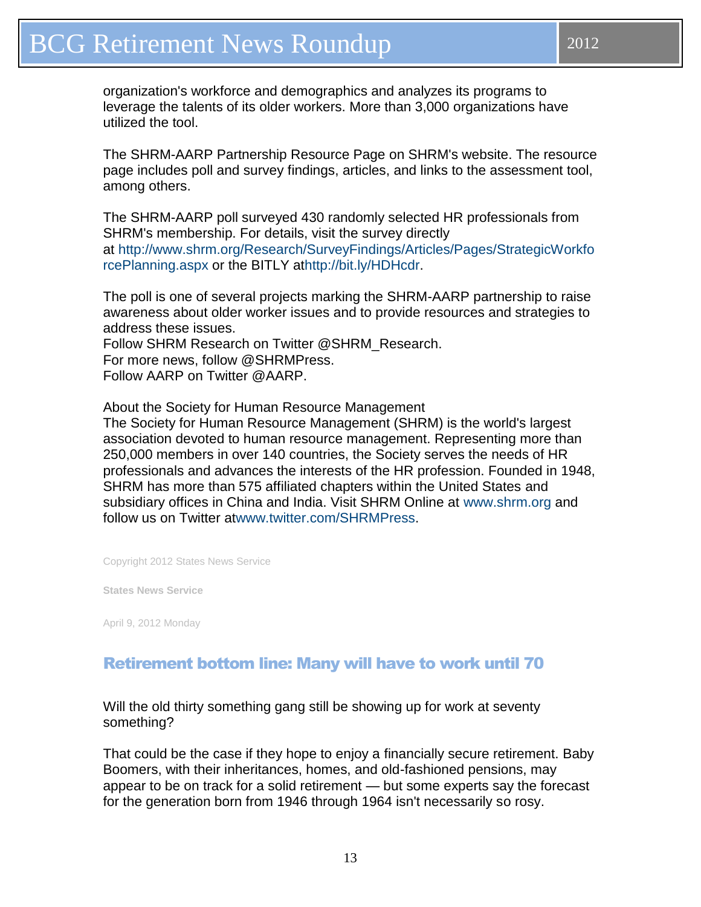organization's workforce and demographics and analyzes its programs to leverage the talents of its older workers. More than 3,000 organizations have utilized the tool.

The SHRM-AARP Partnership Resource Page on SHRM's website. The resource page includes poll and survey findings, articles, and links to the assessment tool, among others.

The SHRM-AARP poll surveyed 430 randomly selected HR professionals from SHRM's membership. For details, visit the survey directly at http://www.shrm.org/Research/SurveyFindings/Articles/Pages/StrategicWorkforcePlanning.aspx or the BITLY athttp://bit.ly/HDHcdr.

The poll is one of several projects marking the SHRM-AARP partnership to raise awareness about older worker issues and to provide resources and strategies to address these issues.
Follow SHRM Research on Twitter @SHRM_Research.
For more news, follow @SHRMPress.
Follow AARP on Twitter @AARP.

About the Society for Human Resource Management
The Society for Human Resource Management (SHRM) is the world's largest association devoted to human resource management. Representing more than 250,000 members in over 140 countries, the Society serves the needs of HR professionals and advances the interests of the HR profession. Founded in 1948, SHRM has more than 575 affiliated chapters within the United States and subsidiary offices in China and India. Visit SHRM Online at www.shrm.org and follow us on Twitter atwww.twitter.com/SHRMPress.

Copyright 2012 States News Service

**States News Service**

April 9, 2012 Monday

## Retirement bottom line: Many will have to work until 70

Will the old thirty something gang still be showing up for work at seventy something?

That could be the case if they hope to enjoy a financially secure retirement. Baby Boomers, with their inheritances, homes, and old-fashioned pensions, may appear to be on track for a solid retirement — but some experts say the forecast for the generation born from 1946 through 1964 isn't necessarily so rosy.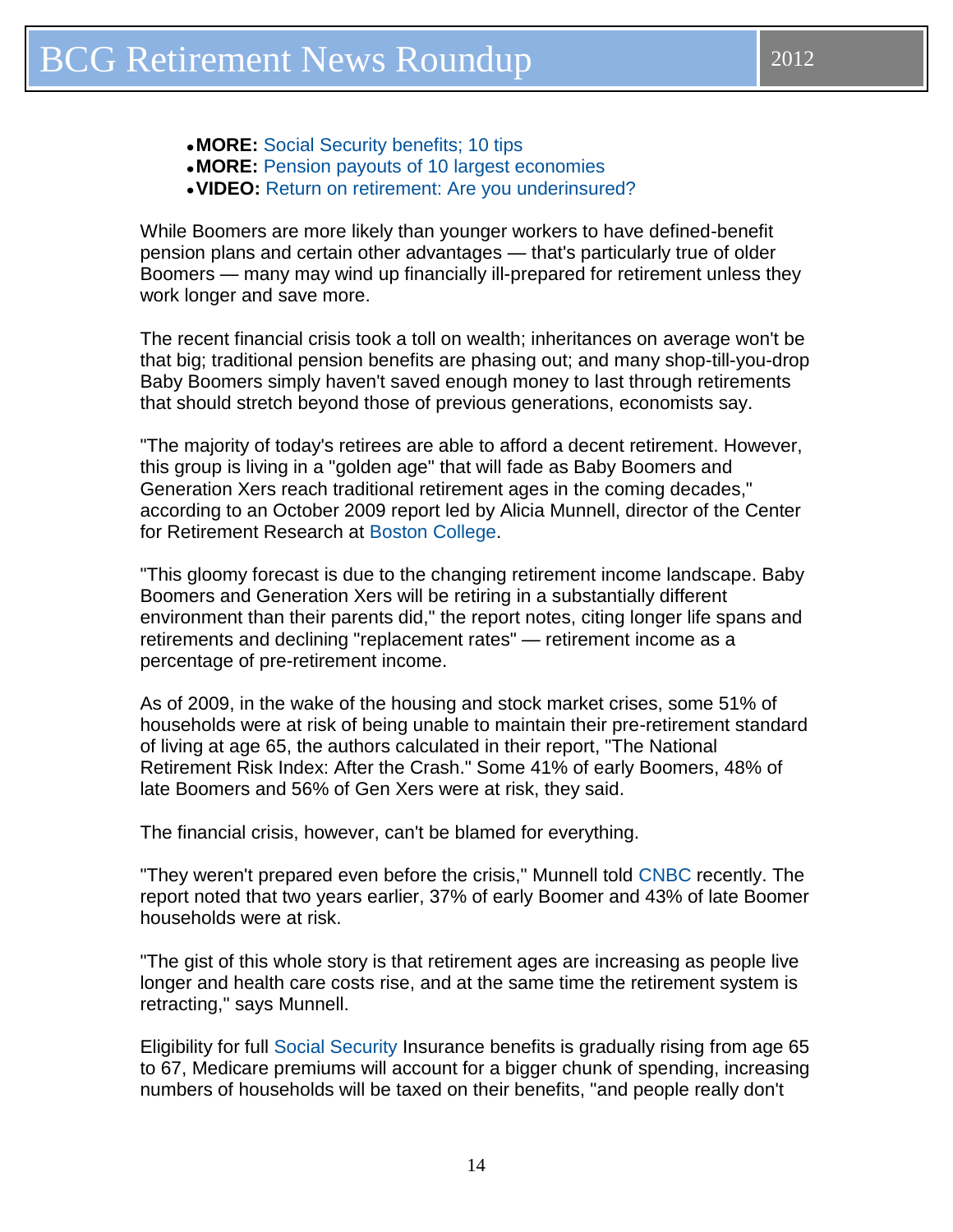- **MORE:** Social Security benefits; 10 tips
- **MORE:** Pension payouts of 10 largest economies
- **VIDEO:** Return on retirement: Are you underinsured?

While Boomers are more likely than younger workers to have defined-benefit pension plans and certain other advantages — that's particularly true of older Boomers — many may wind up financially ill-prepared for retirement unless they work longer and save more.

The recent financial crisis took a toll on wealth; inheritances on average won't be that big; traditional pension benefits are phasing out; and many shop-till-you-drop Baby Boomers simply haven't saved enough money to last through retirements that should stretch beyond those of previous generations, economists say.

"The majority of today's retirees are able to afford a decent retirement. However, this group is living in a "golden age" that will fade as Baby Boomers and Generation Xers reach traditional retirement ages in the coming decades," according to an October 2009 report led by Alicia Munnell, director of the Center for Retirement Research at Boston College.

"This gloomy forecast is due to the changing retirement income landscape. Baby Boomers and Generation Xers will be retiring in a substantially different environment than their parents did," the report notes, citing longer life spans and retirements and declining "replacement rates" — retirement income as a percentage of pre-retirement income.

As of 2009, in the wake of the housing and stock market crises, some 51% of households were at risk of being unable to maintain their pre-retirement standard of living at age 65, the authors calculated in their report, "The National Retirement Risk Index: After the Crash." Some 41% of early Boomers, 48% of late Boomers and 56% of Gen Xers were at risk, they said.

The financial crisis, however, can't be blamed for everything.

"They weren't prepared even before the crisis," Munnell told CNBC recently. The report noted that two years earlier, 37% of early Boomer and 43% of late Boomer households were at risk.

"The gist of this whole story is that retirement ages are increasing as people live longer and health care costs rise, and at the same time the retirement system is retracting," says Munnell.

Eligibility for full Social Security Insurance benefits is gradually rising from age 65 to 67, Medicare premiums will account for a bigger chunk of spending, increasing numbers of households will be taxed on their benefits, "and people really don't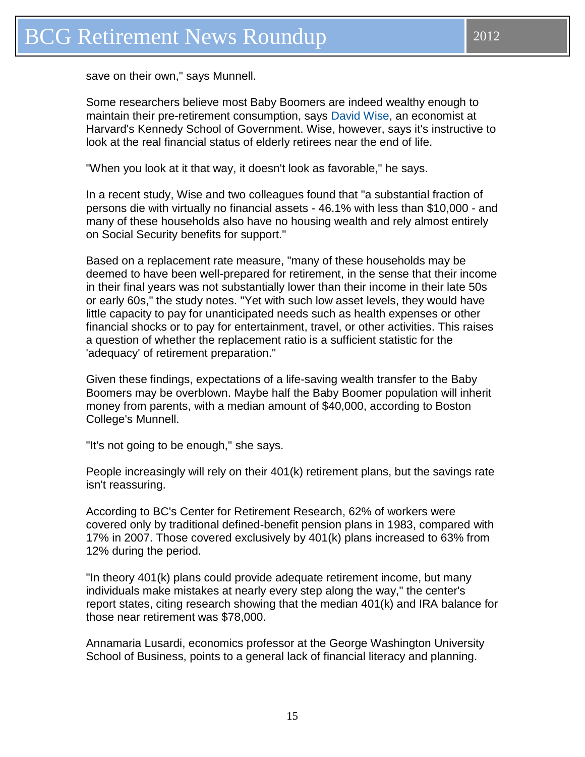save on their own," says Munnell.

Some researchers believe most Baby Boomers are indeed wealthy enough to maintain their pre-retirement consumption, says David Wise, an economist at Harvard's Kennedy School of Government. Wise, however, says it's instructive to look at the real financial status of elderly retirees near the end of life.

"When you look at it that way, it doesn't look as favorable," he says.

In a recent study, Wise and two colleagues found that "a substantial fraction of persons die with virtually no financial assets - 46.1% with less than $10,000 - and many of these households also have no housing wealth and rely almost entirely on Social Security benefits for support."

Based on a replacement rate measure, "many of these households may be deemed to have been well-prepared for retirement, in the sense that their income in their final years was not substantially lower than their income in their late 50s or early 60s," the study notes. "Yet with such low asset levels, they would have little capacity to pay for unanticipated needs such as health expenses or other financial shocks or to pay for entertainment, travel, or other activities. This raises a question of whether the replacement ratio is a sufficient statistic for the 'adequacy' of retirement preparation."

Given these findings, expectations of a life-saving wealth transfer to the Baby Boomers may be overblown. Maybe half the Baby Boomer population will inherit money from parents, with a median amount of $40,000, according to Boston College's Munnell.

"It's not going to be enough," she says.

People increasingly will rely on their 401(k) retirement plans, but the savings rate isn't reassuring.

According to BC's Center for Retirement Research, 62% of workers were covered only by traditional defined-benefit pension plans in 1983, compared with 17% in 2007. Those covered exclusively by 401(k) plans increased to 63% from 12% during the period.

"In theory 401(k) plans could provide adequate retirement income, but many individuals make mistakes at nearly every step along the way," the center's report states, citing research showing that the median 401(k) and IRA balance for those near retirement was $78,000.

Annamaria Lusardi, economics professor at the George Washington University School of Business, points to a general lack of financial literacy and planning.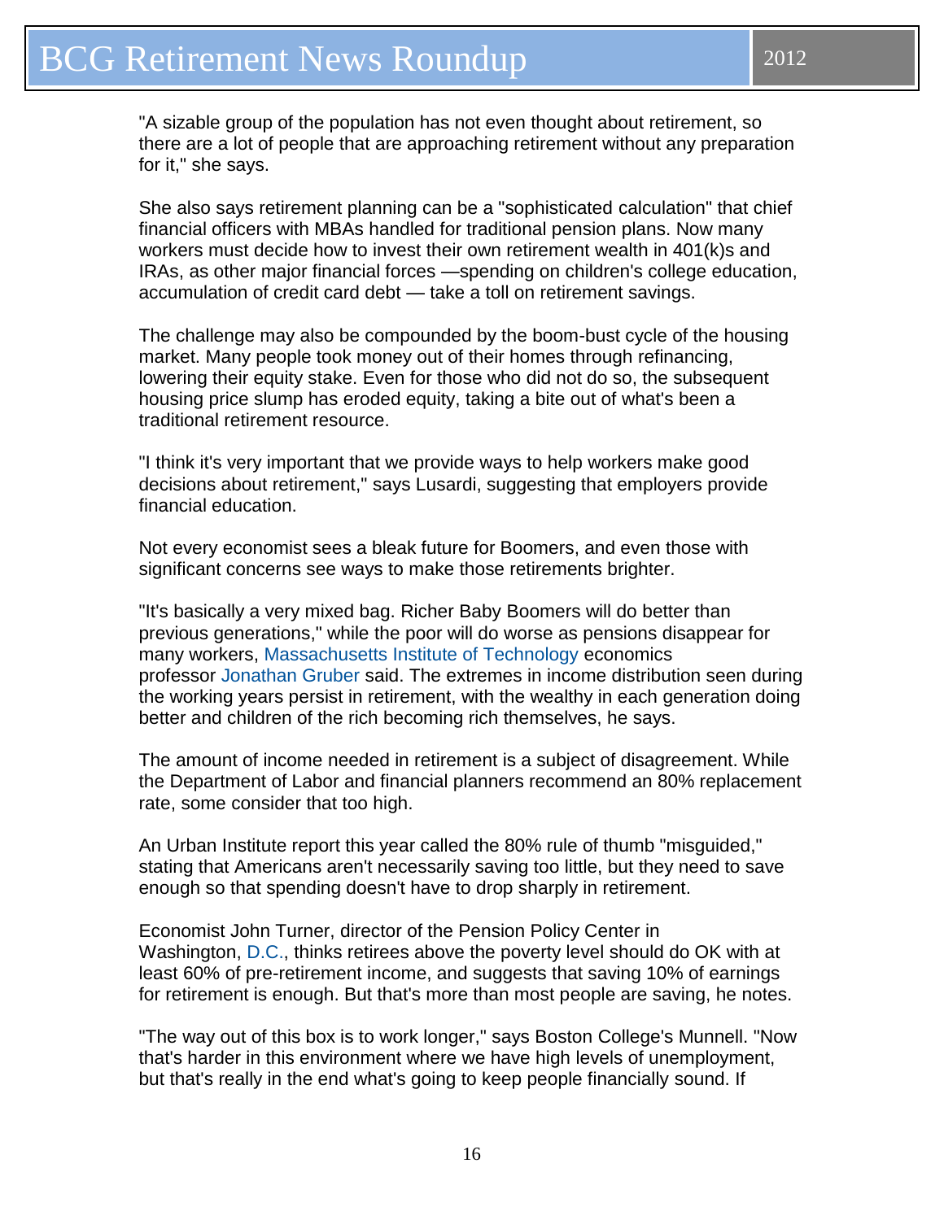"A sizable group of the population has not even thought about retirement, so there are a lot of people that are approaching retirement without any preparation for it," she says.

She also says retirement planning can be a "sophisticated calculation" that chief financial officers with MBAs handled for traditional pension plans. Now many workers must decide how to invest their own retirement wealth in 401(k)s and IRAs, as other major financial forces —spending on children's college education, accumulation of credit card debt — take a toll on retirement savings.

The challenge may also be compounded by the boom-bust cycle of the housing market. Many people took money out of their homes through refinancing, lowering their equity stake. Even for those who did not do so, the subsequent housing price slump has eroded equity, taking a bite out of what's been a traditional retirement resource.

"I think it's very important that we provide ways to help workers make good decisions about retirement," says Lusardi, suggesting that employers provide financial education.

Not every economist sees a bleak future for Boomers, and even those with significant concerns see ways to make those retirements brighter.

"It's basically a very mixed bag. Richer Baby Boomers will do better than previous generations," while the poor will do worse as pensions disappear for many workers, Massachusetts Institute of Technology economics professor Jonathan Gruber said. The extremes in income distribution seen during the working years persist in retirement, with the wealthy in each generation doing better and children of the rich becoming rich themselves, he says.

The amount of income needed in retirement is a subject of disagreement. While the Department of Labor and financial planners recommend an 80% replacement rate, some consider that too high.

An Urban Institute report this year called the 80% rule of thumb "misguided," stating that Americans aren't necessarily saving too little, but they need to save enough so that spending doesn't have to drop sharply in retirement.

Economist John Turner, director of the Pension Policy Center in Washington, D.C., thinks retirees above the poverty level should do OK with at least 60% of pre-retirement income, and suggests that saving 10% of earnings for retirement is enough. But that's more than most people are saving, he notes.

"The way out of this box is to work longer," says Boston College's Munnell. "Now that's harder in this environment where we have high levels of unemployment, but that's really in the end what's going to keep people financially sound. If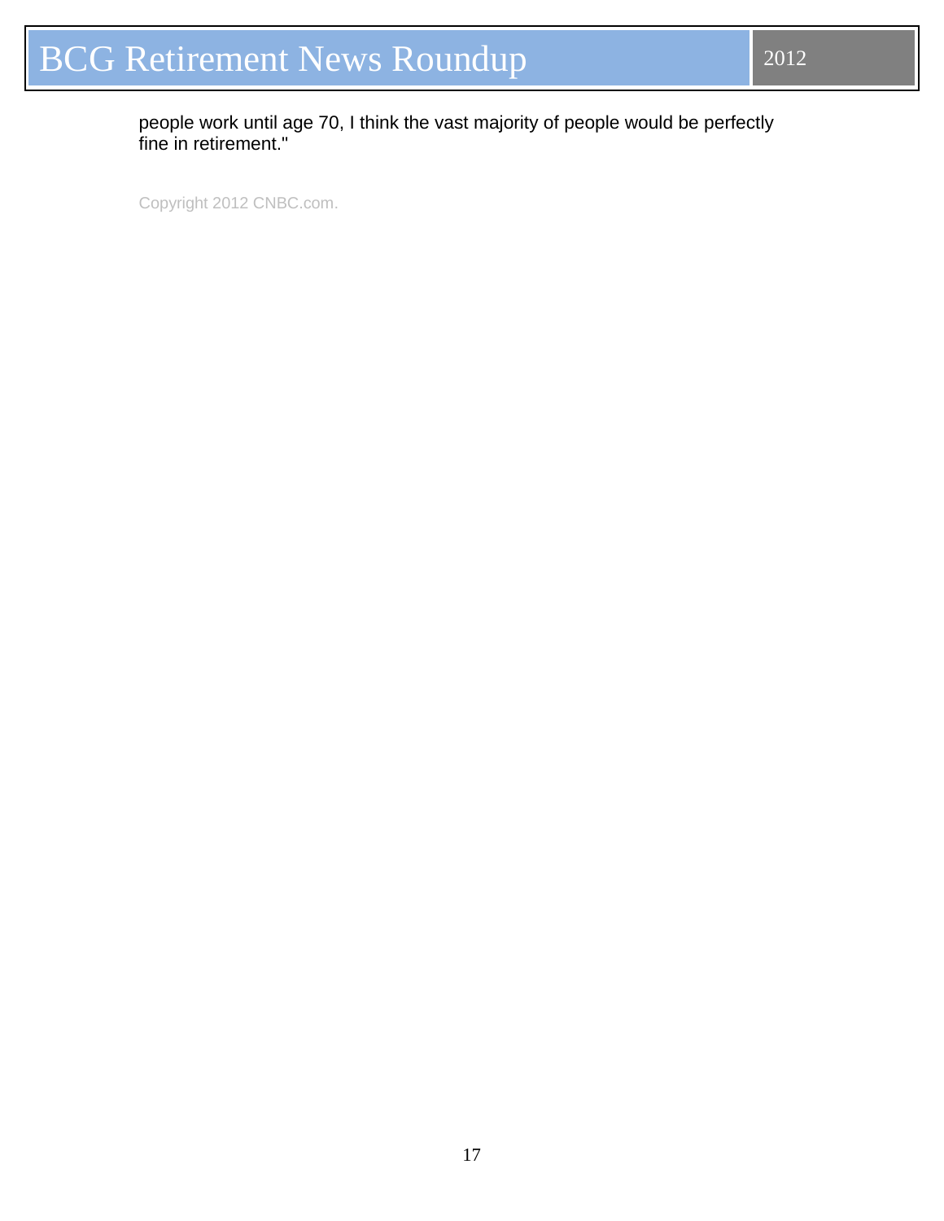people work until age 70, I think the vast majority of people would be perfectly fine in retirement."

Copyright 2012 CNBC.com.